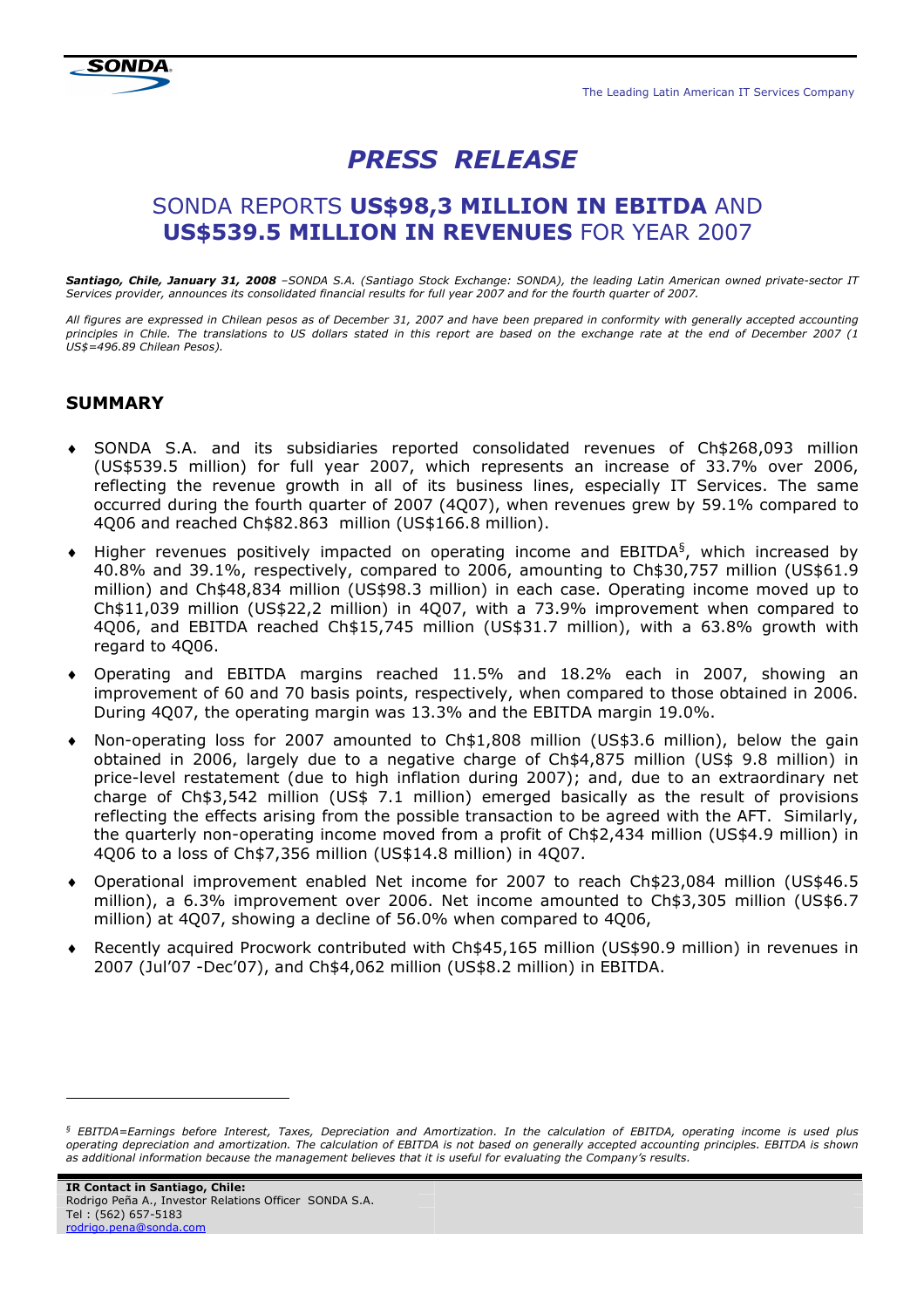The Leading Latin American IT Services Company

# PRESS RELEASE

## SONDA REPORTS **US$98,3 MILLION IN EBITDA** AND **US$539.5 MILLION IN REVENUES** FOR YEAR 2007

***Santiago, Chile, January 31, 2008*** *–SONDA S.A. (Santiago Stock Exchange: SONDA), the leading Latin American owned private-sector IT Services provider, announces its consolidated financial results for full year 2007 and for the fourth quarter of 2007.*

*All figures are expressed in Chilean pesos as of December 31, 2007 and have been prepared in conformity with generally accepted accounting principles in Chile. The translations to US dollars stated in this report are based on the exchange rate at the end of December 2007 (1 US$=496.89 Chilean Pesos).*

## SUMMARY

- SONDA S.A. and its subsidiaries reported consolidated revenues of Ch$268,093 million (US$539.5 million) for full year 2007, which represents an increase of 33.7% over 2006, reflecting the revenue growth in all of its business lines, especially IT Services. The same occurred during the fourth quarter of 2007 (4Q07), when revenues grew by 59.1% compared to 4Q06 and reached Ch$82.863 million (US$166.8 million).
- Higher revenues positively impacted on operating income and EBITDA[§], which increased by 40.8% and 39.1%, respectively, compared to 2006, amounting to Ch$30,757 million (US$61.9 million) and Ch$48,834 million (US$98.3 million) in each case. Operating income moved up to Ch$11,039 million (US$22,2 million) in 4Q07, with a 73.9% improvement when compared to 4Q06, and EBITDA reached Ch$15,745 million (US$31.7 million), with a 63.8% growth with regard to 4Q06.
- Operating and EBITDA margins reached 11.5% and 18.2% each in 2007, showing an improvement of 60 and 70 basis points, respectively, when compared to those obtained in 2006. During 4Q07, the operating margin was 13.3% and the EBITDA margin 19.0%.
- Non-operating loss for 2007 amounted to Ch$1,808 million (US$3.6 million), below the gain obtained in 2006, largely due to a negative charge of Ch$4,875 million (US$ 9.8 million) in price-level restatement (due to high inflation during 2007); and, due to an extraordinary net charge of Ch$3,542 million (US$ 7.1 million) emerged basically as the result of provisions reflecting the effects arising from the possible transaction to be agreed with the AFT. Similarly, the quarterly non-operating income moved from a profit of Ch$2,434 million (US$4.9 million) in 4Q06 to a loss of Ch$7,356 million (US$14.8 million) in 4Q07.
- Operational improvement enabled Net income for 2007 to reach Ch$23,084 million (US$46.5 million), a 6.3% improvement over 2006. Net income amounted to Ch$3,305 million (US$6.7 million) at 4Q07, showing a decline of 56.0% when compared to 4Q06,
- Recently acquired Procwork contributed with Ch$45,165 million (US$90.9 million) in revenues in 2007 (Jul'07 -Dec'07), and Ch$4,062 million (US$8.2 million) in EBITDA.

---

[§] *EBITDA=Earnings before Interest, Taxes, Depreciation and Amortization. In the calculation of EBITDA, operating income is used plus operating depreciation and amortization. The calculation of EBITDA is not based on generally accepted accounting principles. EBITDA is shown as additional information because the management believes that it is useful for evaluating the Company's results.*

**IR Contact in Santiago, Chile:**
Rodrigo Peña A., Investor Relations Officer SONDA S.A.
Tel : (562) 657-5183
rodrigo.pena@sonda.com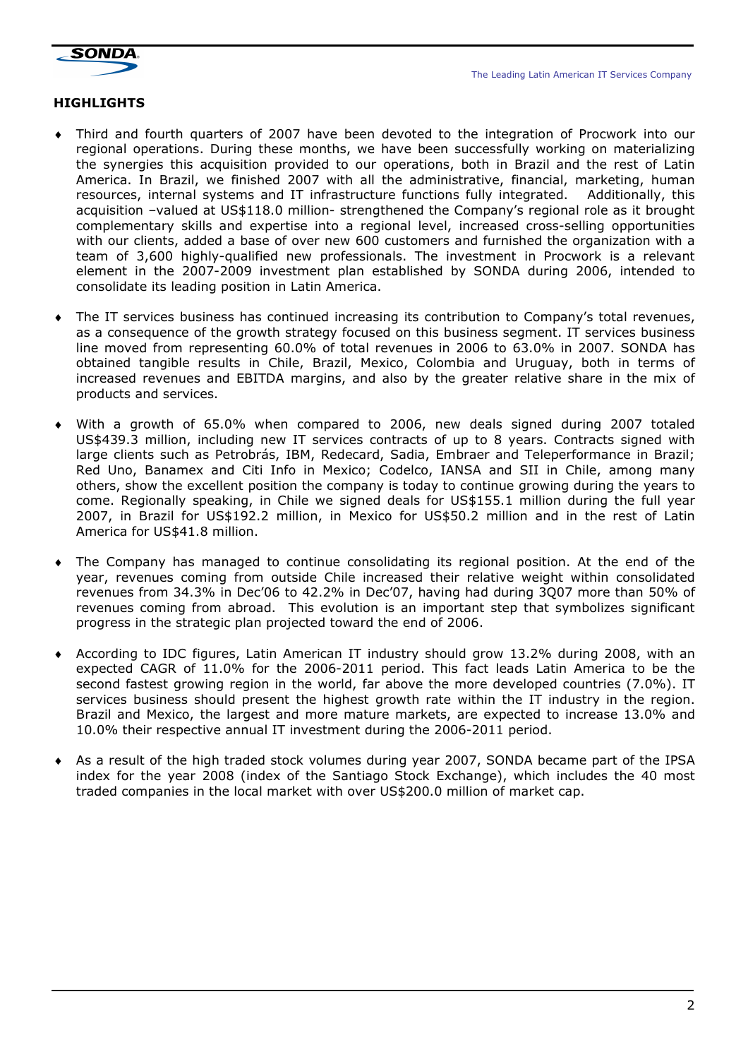## HIGHLIGHTS

- Third and fourth quarters of 2007 have been devoted to the integration of Procwork into our regional operations. During these months, we have been successfully working on materializing the synergies this acquisition provided to our operations, both in Brazil and the rest of Latin America. In Brazil, we finished 2007 with all the administrative, financial, marketing, human resources, internal systems and IT infrastructure functions fully integrated. Additionally, this acquisition –valued at US$118.0 million- strengthened the Company's regional role as it brought complementary skills and expertise into a regional level, increased cross-selling opportunities with our clients, added a base of over new 600 customers and furnished the organization with a team of 3,600 highly-qualified new professionals. The investment in Procwork is a relevant element in the 2007-2009 investment plan established by SONDA during 2006, intended to consolidate its leading position in Latin America.

- The IT services business has continued increasing its contribution to Company's total revenues, as a consequence of the growth strategy focused on this business segment. IT services business line moved from representing 60.0% of total revenues in 2006 to 63.0% in 2007. SONDA has obtained tangible results in Chile, Brazil, Mexico, Colombia and Uruguay, both in terms of increased revenues and EBITDA margins, and also by the greater relative share in the mix of products and services.

- With a growth of 65.0% when compared to 2006, new deals signed during 2007 totaled US$439.3 million, including new IT services contracts of up to 8 years. Contracts signed with large clients such as Petrobrás, IBM, Redecard, Sadia, Embraer and Teleperformance in Brazil; Red Uno, Banamex and Citi Info in Mexico; Codelco, IANSA and SII in Chile, among many others, show the excellent position the company is today to continue growing during the years to come. Regionally speaking, in Chile we signed deals for US$155.1 million during the full year 2007, in Brazil for US$192.2 million, in Mexico for US$50.2 million and in the rest of Latin America for US$41.8 million.

- The Company has managed to continue consolidating its regional position. At the end of the year, revenues coming from outside Chile increased their relative weight within consolidated revenues from 34.3% in Dec'06 to 42.2% in Dec'07, having had during 3Q07 more than 50% of revenues coming from abroad. This evolution is an important step that symbolizes significant progress in the strategic plan projected toward the end of 2006.

- According to IDC figures, Latin American IT industry should grow 13.2% during 2008, with an expected CAGR of 11.0% for the 2006-2011 period. This fact leads Latin America to be the second fastest growing region in the world, far above the more developed countries (7.0%). IT services business should present the highest growth rate within the IT industry in the region. Brazil and Mexico, the largest and more mature markets, are expected to increase 13.0% and 10.0% their respective annual IT investment during the 2006-2011 period.

- As a result of the high traded stock volumes during year 2007, SONDA became part of the IPSA index for the year 2008 (index of the Santiago Stock Exchange), which includes the 40 most traded companies in the local market with over US$200.0 million of market cap.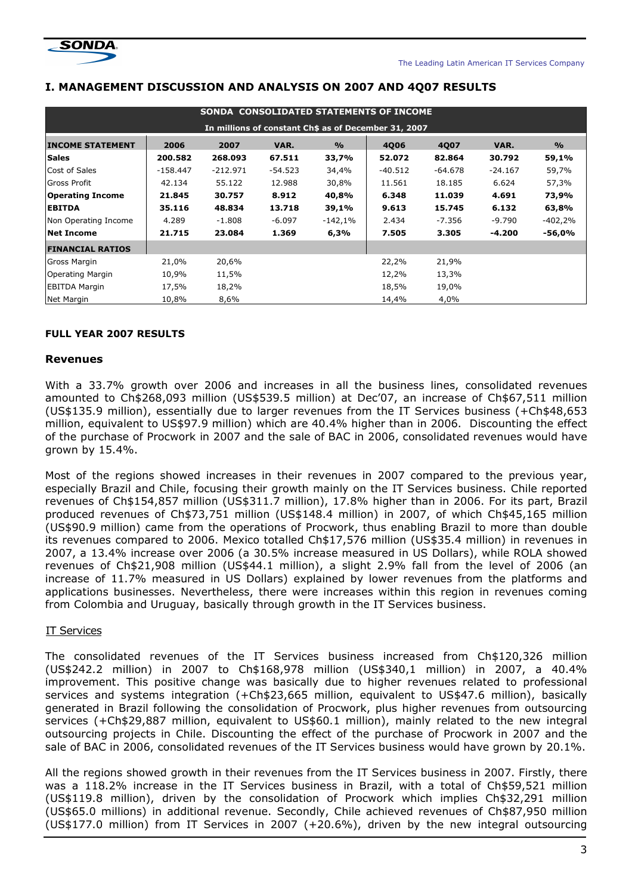# I. MANAGEMENT DISCUSSION AND ANALYSIS ON 2007 AND 4Q07 RESULTS

| SONDA CONSOLIDATED STATEMENTS OF INCOME | | | | | | | | |
|---|---|---|---|---|---|---|---|---|
| In millions of constant Ch$ as of December 31, 2007 | | | | | | | | |
| **INCOME STATEMENT** | **2006** | **2007** | **VAR.** | **%** | **4Q06** | **4Q07** | **VAR.** | **%** |
| **Sales** | **200.582** | **268.093** | **67.511** | **33,7%** | **52.072** | **82.864** | **30.792** | **59,1%** |
| Cost of Sales | -158.447 | -212.971 | -54.523 | 34,4% | -40.512 | -64.678 | -24.167 | 59,7% |
| Gross Profit | 42.134 | 55.122 | 12.988 | 30,8% | 11.561 | 18.185 | 6.624 | 57,3% |
| **Operating Income** | **21.845** | **30.757** | **8.912** | **40,8%** | **6.348** | **11.039** | **4.691** | **73,9%** |
| **EBITDA** | **35.116** | **48.834** | **13.718** | **39,1%** | **9.613** | **15.745** | **6.132** | **63,8%** |
| Non Operating Income | 4.289 | -1.808 | -6.097 | -142,1% | 2.434 | -7.356 | -9.790 | -402,2% |
| **Net Income** | **21.715** | **23.084** | **1.369** | **6,3%** | **7.505** | **3.305** | **-4.200** | **-56,0%** |
| **FINANCIAL RATIOS** | | | | | | | | |
| Gross Margin | 21,0% | 20,6% | | | 22,2% | 21,9% | | |
| Operating Margin | 10,9% | 11,5% | | | 12,2% | 13,3% | | |
| EBITDA Margin | 17,5% | 18,2% | | | 18,5% | 19,0% | | |
| Net Margin | 10,8% | 8,6% | | | 14,4% | 4,0% | | |

**FULL YEAR 2007 RESULTS**

## Revenues

With a 33.7% growth over 2006 and increases in all the business lines, consolidated revenues amounted to Ch$268,093 million (US$539.5 million) at Dec'07, an increase of Ch$67,511 million (US$135.9 million), essentially due to larger revenues from the IT Services business (+Ch$48,653 million, equivalent to US$97.9 million) which are 40.4% higher than in 2006. Discounting the effect of the purchase of Procwork in 2007 and the sale of BAC in 2006, consolidated revenues would have grown by 15.4%.

Most of the regions showed increases in their revenues in 2007 compared to the previous year, especially Brazil and Chile, focusing their growth mainly on the IT Services business. Chile reported revenues of Ch$154,857 million (US$311.7 million), 17.8% higher than in 2006. For its part, Brazil produced revenues of Ch$73,751 million (US$148.4 million) in 2007, of which Ch$45,165 million (US$90.9 million) came from the operations of Procwork, thus enabling Brazil to more than double its revenues compared to 2006. Mexico totalled Ch$17,576 million (US$35.4 million) in revenues in 2007, a 13.4% increase over 2006 (a 30.5% increase measured in US Dollars), while ROLA showed revenues of Ch$21,908 million (US$44.1 million), a slight 2.9% fall from the level of 2006 (an increase of 11.7% measured in US Dollars) explained by lower revenues from the platforms and applications businesses. Nevertheless, there were increases within this region in revenues coming from Colombia and Uruguay, basically through growth in the IT Services business.

### IT Services

The consolidated revenues of the IT Services business increased from Ch$120,326 million (US$242.2 million) in 2007 to Ch$168,978 million (US$340,1 million) in 2007, a 40.4% improvement. This positive change was basically due to higher revenues related to professional services and systems integration (+Ch$23,665 million, equivalent to US$47.6 million), basically generated in Brazil following the consolidation of Procwork, plus higher revenues from outsourcing services (+Ch$29,887 million, equivalent to US$60.1 million), mainly related to the new integral outsourcing projects in Chile. Discounting the effect of the purchase of Procwork in 2007 and the sale of BAC in 2006, consolidated revenues of the IT Services business would have grown by 20.1%.

All the regions showed growth in their revenues from the IT Services business in 2007. Firstly, there was a 118.2% increase in the IT Services business in Brazil, with a total of Ch$59,521 million (US$119.8 million), driven by the consolidation of Procwork which implies Ch$32,291 million (US$65.0 millions) in additional revenue. Secondly, Chile achieved revenues of Ch$87,950 million (US$177.0 million) from IT Services in 2007 (+20.6%), driven by the new integral outsourcing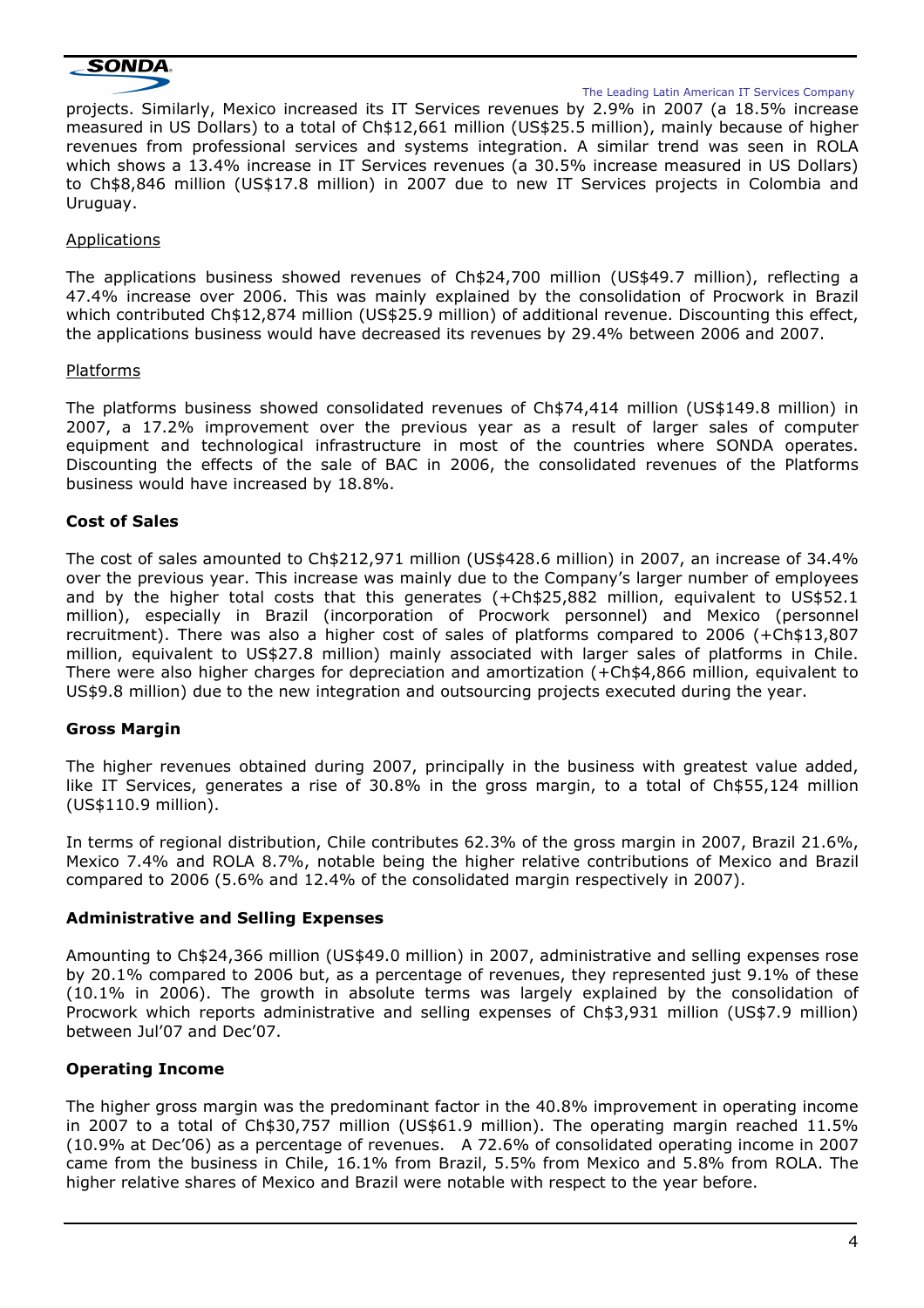projects. Similarly, Mexico increased its IT Services revenues by 2.9% in 2007 (a 18.5% increase measured in US Dollars) to a total of Ch$12,661 million (US$25.5 million), mainly because of higher revenues from professional services and systems integration. A similar trend was seen in ROLA which shows a 13.4% increase in IT Services revenues (a 30.5% increase measured in US Dollars) to Ch$8,846 million (US$17.8 million) in 2007 due to new IT Services projects in Colombia and Uruguay.

Applications

The applications business showed revenues of Ch$24,700 million (US$49.7 million), reflecting a 47.4% increase over 2006. This was mainly explained by the consolidation of Procwork in Brazil which contributed Ch$12,874 million (US$25.9 million) of additional revenue. Discounting this effect, the applications business would have decreased its revenues by 29.4% between 2006 and 2007.

Platforms

The platforms business showed consolidated revenues of Ch$74,414 million (US$149.8 million) in 2007, a 17.2% improvement over the previous year as a result of larger sales of computer equipment and technological infrastructure in most of the countries where SONDA operates. Discounting the effects of the sale of BAC in 2006, the consolidated revenues of the Platforms business would have increased by 18.8%.

**Cost of Sales**

The cost of sales amounted to Ch$212,971 million (US$428.6 million) in 2007, an increase of 34.4% over the previous year. This increase was mainly due to the Company's larger number of employees and by the higher total costs that this generates (+Ch$25,882 million, equivalent to US$52.1 million), especially in Brazil (incorporation of Procwork personnel) and Mexico (personnel recruitment). There was also a higher cost of sales of platforms compared to 2006 (+Ch$13,807 million, equivalent to US$27.8 million) mainly associated with larger sales of platforms in Chile. There were also higher charges for depreciation and amortization (+Ch$4,866 million, equivalent to US$9.8 million) due to the new integration and outsourcing projects executed during the year.

**Gross Margin**

The higher revenues obtained during 2007, principally in the business with greatest value added, like IT Services, generates a rise of 30.8% in the gross margin, to a total of Ch$55,124 million (US$110.9 million).

In terms of regional distribution, Chile contributes 62.3% of the gross margin in 2007, Brazil 21.6%, Mexico 7.4% and ROLA 8.7%, notable being the higher relative contributions of Mexico and Brazil compared to 2006 (5.6% and 12.4% of the consolidated margin respectively in 2007).

**Administrative and Selling Expenses**

Amounting to Ch$24,366 million (US$49.0 million) in 2007, administrative and selling expenses rose by 20.1% compared to 2006 but, as a percentage of revenues, they represented just 9.1% of these (10.1% in 2006). The growth in absolute terms was largely explained by the consolidation of Procwork which reports administrative and selling expenses of Ch$3,931 million (US$7.9 million) between Jul'07 and Dec'07.

**Operating Income**

The higher gross margin was the predominant factor in the 40.8% improvement in operating income in 2007 to a total of Ch$30,757 million (US$61.9 million). The operating margin reached 11.5% (10.9% at Dec'06) as a percentage of revenues. A 72.6% of consolidated operating income in 2007 came from the business in Chile, 16.1% from Brazil, 5.5% from Mexico and 5.8% from ROLA. The higher relative shares of Mexico and Brazil were notable with respect to the year before.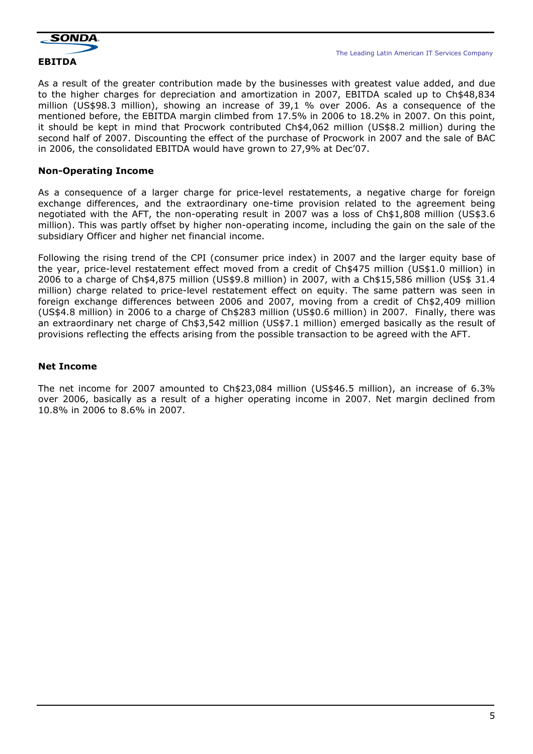## EBITDA

As a result of the greater contribution made by the businesses with greatest value added, and due to the higher charges for depreciation and amortization in 2007, EBITDA scaled up to Ch$48,834 million (US$98.3 million), showing an increase of 39,1 % over 2006. As a consequence of the mentioned before, the EBITDA margin climbed from 17.5% in 2006 to 18.2% in 2007. On this point, it should be kept in mind that Procwork contributed Ch$4,062 million (US$8.2 million) during the second half of 2007. Discounting the effect of the purchase of Procwork in 2007 and the sale of BAC in 2006, the consolidated EBITDA would have grown to 27,9% at Dec'07.

### Non-Operating Income

As a consequence of a larger charge for price-level restatements, a negative charge for foreign exchange differences, and the extraordinary one-time provision related to the agreement being negotiated with the AFT, the non-operating result in 2007 was a loss of Ch$1,808 million (US$3.6 million). This was partly offset by higher non-operating income, including the gain on the sale of the subsidiary Officer and higher net financial income.

Following the rising trend of the CPI (consumer price index) in 2007 and the larger equity base of the year, price-level restatement effect moved from a credit of Ch$475 million (US$1.0 million) in 2006 to a charge of Ch$4,875 million (US$9.8 million) in 2007, with a Ch$15,586 million (US$ 31.4 million) charge related to price-level restatement effect on equity. The same pattern was seen in foreign exchange differences between 2006 and 2007, moving from a credit of Ch$2,409 million (US$4.8 million) in 2006 to a charge of Ch$283 million (US$0.6 million) in 2007. Finally, there was an extraordinary net charge of Ch$3,542 million (US$7.1 million) emerged basically as the result of provisions reflecting the effects arising from the possible transaction to be agreed with the AFT.

### Net Income

The net income for 2007 amounted to Ch$23,084 million (US$46.5 million), an increase of 6.3% over 2006, basically as a result of a higher operating income in 2007. Net margin declined from 10.8% in 2006 to 8.6% in 2007.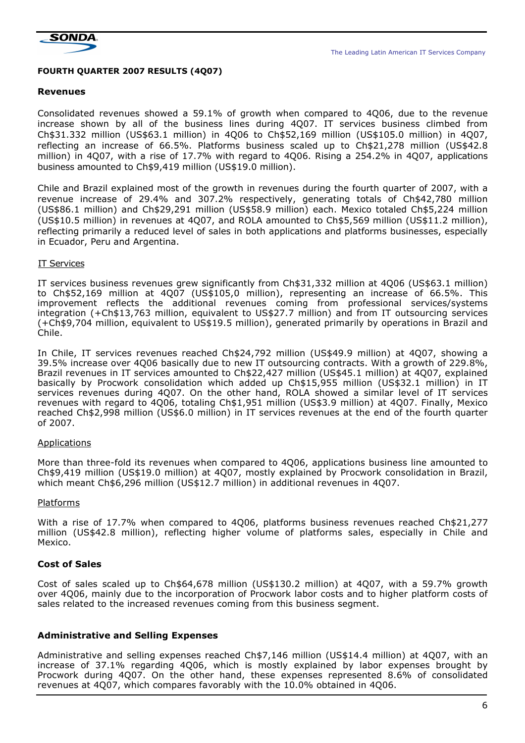**FOURTH QUARTER 2007 RESULTS (4Q07)**

**Revenues**

Consolidated revenues showed a 59.1% of growth when compared to 4Q06, due to the revenue increase shown by all of the business lines during 4Q07. IT services business climbed from Ch$31.332 million (US$63.1 million) in 4Q06 to Ch$52,169 million (US$105.0 million) in 4Q07, reflecting an increase of 66.5%. Platforms business scaled up to Ch$21,278 million (US$42.8 million) in 4Q07, with a rise of 17.7% with regard to 4Q06. Rising a 254.2% in 4Q07, applications business amounted to Ch$9,419 million (US$19.0 million).

Chile and Brazil explained most of the growth in revenues during the fourth quarter of 2007, with a revenue increase of 29.4% and 307.2% respectively, generating totals of Ch$42,780 million (US$86.1 million) and Ch$29,291 million (US$58.9 million) each. Mexico totaled Ch$5,224 million (US$10.5 million) in revenues at 4Q07, and ROLA amounted to Ch$5,569 million (US$11.2 million), reflecting primarily a reduced level of sales in both applications and platforms businesses, especially in Ecuador, Peru and Argentina.

IT Services

IT services business revenues grew significantly from Ch$31,332 million at 4Q06 (US$63.1 million) to Ch$52,169 million at 4Q07 (US$105,0 million), representing an increase of 66.5%. This improvement reflects the additional revenues coming from professional services/systems integration (+Ch$13,763 million, equivalent to US$27.7 million) and from IT outsourcing services (+Ch$9,704 million, equivalent to US$19.5 million), generated primarily by operations in Brazil and Chile.

In Chile, IT services revenues reached Ch$24,792 million (US$49.9 million) at 4Q07, showing a 39.5% increase over 4Q06 basically due to new IT outsourcing contracts. With a growth of 229.8%, Brazil revenues in IT services amounted to Ch$22,427 million (US$45.1 million) at 4Q07, explained basically by Procwork consolidation which added up Ch$15,955 million (US$32.1 million) in IT services revenues during 4Q07. On the other hand, ROLA showed a similar level of IT services revenues with regard to 4Q06, totaling Ch$1,951 million (US$3.9 million) at 4Q07. Finally, Mexico reached Ch$2,998 million (US$6.0 million) in IT services revenues at the end of the fourth quarter of 2007.

Applications

More than three-fold its revenues when compared to 4Q06, applications business line amounted to Ch$9,419 million (US$19.0 million) at 4Q07, mostly explained by Procwork consolidation in Brazil, which meant Ch$6,296 million (US$12.7 million) in additional revenues in 4Q07.

Platforms

With a rise of 17.7% when compared to 4Q06, platforms business revenues reached Ch$21,277 million (US$42.8 million), reflecting higher volume of platforms sales, especially in Chile and Mexico.

**Cost of Sales**

Cost of sales scaled up to Ch$64,678 million (US$130.2 million) at 4Q07, with a 59.7% growth over 4Q06, mainly due to the incorporation of Procwork labor costs and to higher platform costs of sales related to the increased revenues coming from this business segment.

**Administrative and Selling Expenses**

Administrative and selling expenses reached Ch$7,146 million (US$14.4 million) at 4Q07, with an increase of 37.1% regarding 4Q06, which is mostly explained by labor expenses brought by Procwork during 4Q07. On the other hand, these expenses represented 8.6% of consolidated revenues at 4Q07, which compares favorably with the 10.0% obtained in 4Q06.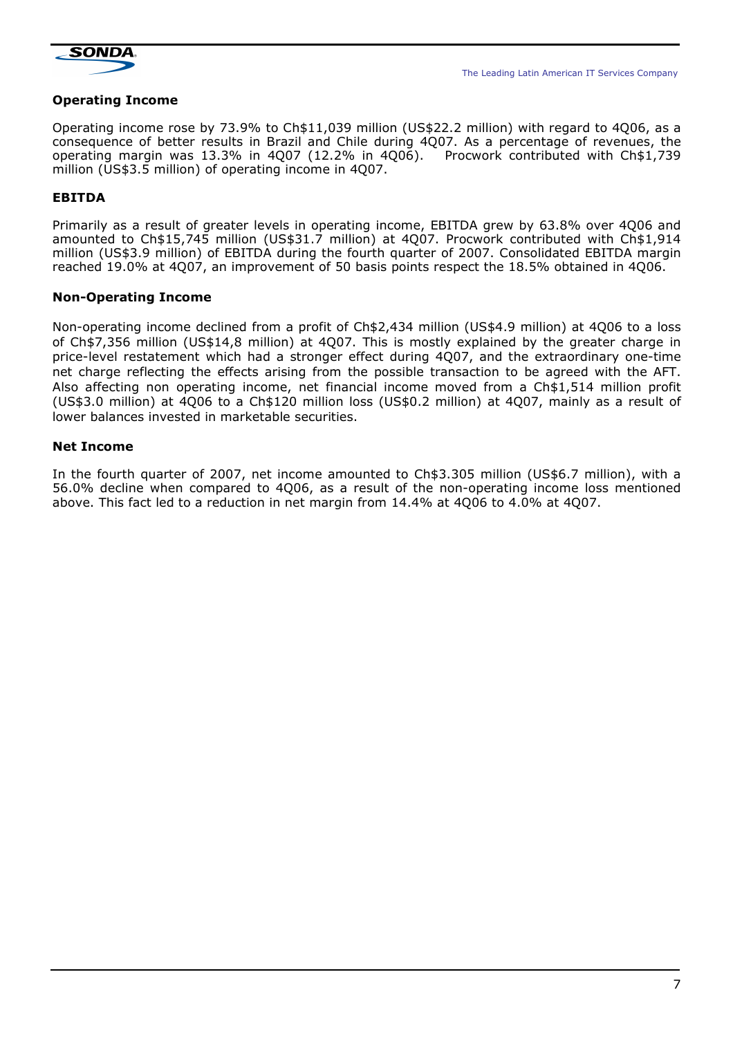## Operating Income

Operating income rose by 73.9% to Ch$11,039 million (US$22.2 million) with regard to 4Q06, as a consequence of better results in Brazil and Chile during 4Q07. As a percentage of revenues, the operating margin was 13.3% in 4Q07 (12.2% in 4Q06). Procwork contributed with Ch$1,739 million (US$3.5 million) of operating income in 4Q07.

## EBITDA

Primarily as a result of greater levels in operating income, EBITDA grew by 63.8% over 4Q06 and amounted to Ch$15,745 million (US$31.7 million) at 4Q07. Procwork contributed with Ch$1,914 million (US$3.9 million) of EBITDA during the fourth quarter of 2007. Consolidated EBITDA margin reached 19.0% at 4Q07, an improvement of 50 basis points respect the 18.5% obtained in 4Q06.

## Non-Operating Income

Non-operating income declined from a profit of Ch$2,434 million (US$4.9 million) at 4Q06 to a loss of Ch$7,356 million (US$14,8 million) at 4Q07. This is mostly explained by the greater charge in price-level restatement which had a stronger effect during 4Q07, and the extraordinary one-time net charge reflecting the effects arising from the possible transaction to be agreed with the AFT. Also affecting non operating income, net financial income moved from a Ch$1,514 million profit (US$3.0 million) at 4Q06 to a Ch$120 million loss (US$0.2 million) at 4Q07, mainly as a result of lower balances invested in marketable securities.

## Net Income

In the fourth quarter of 2007, net income amounted to Ch$3.305 million (US$6.7 million), with a 56.0% decline when compared to 4Q06, as a result of the non-operating income loss mentioned above. This fact led to a reduction in net margin from 14.4% at 4Q06 to 4.0% at 4Q07.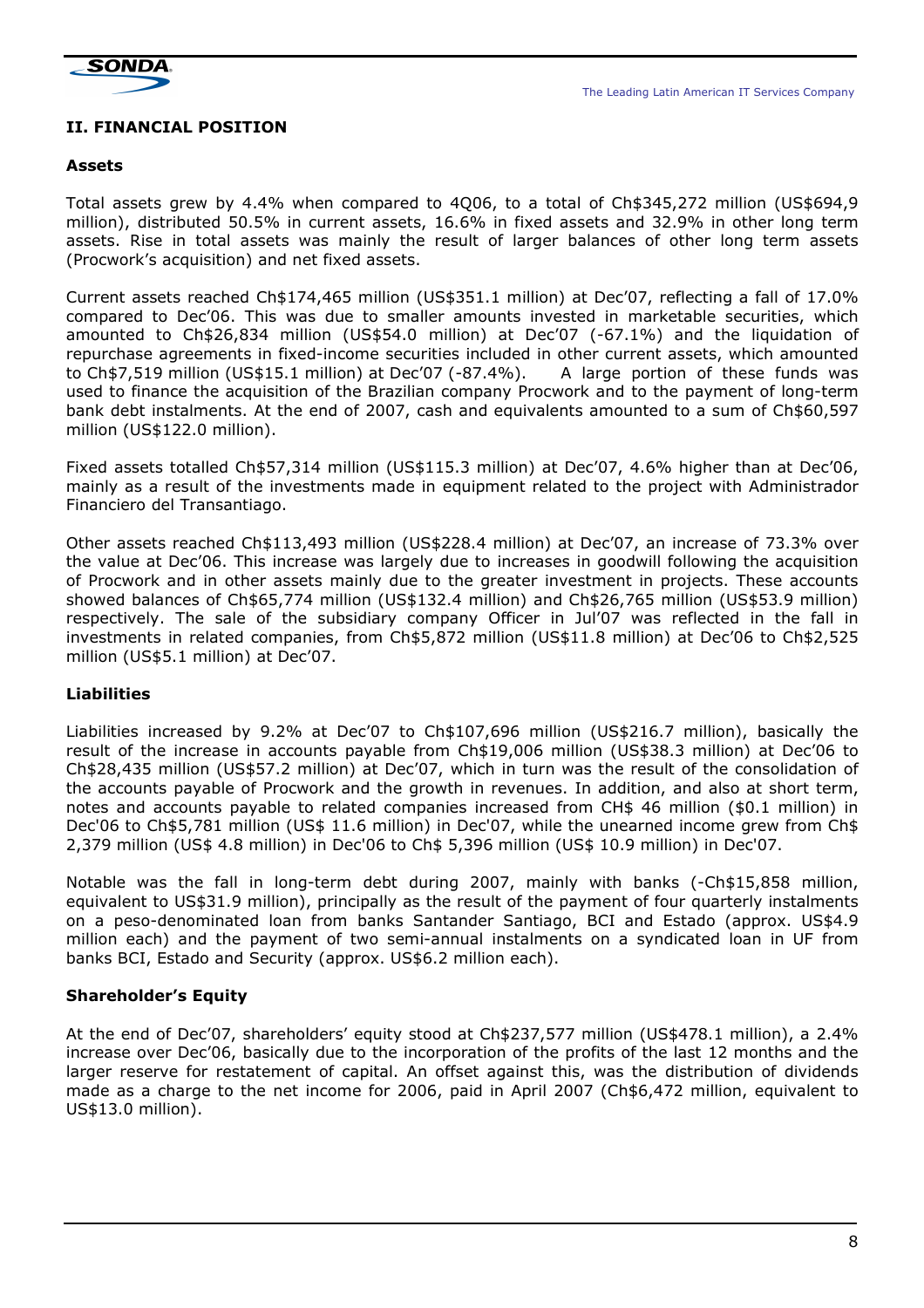## II. FINANCIAL POSITION

### Assets

Total assets grew by 4.4% when compared to 4Q06, to a total of Ch$345,272 million (US$694,9 million), distributed 50.5% in current assets, 16.6% in fixed assets and 32.9% in other long term assets. Rise in total assets was mainly the result of larger balances of other long term assets (Procwork's acquisition) and net fixed assets.

Current assets reached Ch$174,465 million (US$351.1 million) at Dec'07, reflecting a fall of 17.0% compared to Dec'06. This was due to smaller amounts invested in marketable securities, which amounted to Ch$26,834 million (US$54.0 million) at Dec'07 (-67.1%) and the liquidation of repurchase agreements in fixed-income securities included in other current assets, which amounted to Ch$7,519 million (US$15.1 million) at Dec'07 (-87.4%). A large portion of these funds was used to finance the acquisition of the Brazilian company Procwork and to the payment of long-term bank debt instalments. At the end of 2007, cash and equivalents amounted to a sum of Ch$60,597 million (US$122.0 million).

Fixed assets totalled Ch$57,314 million (US$115.3 million) at Dec'07, 4.6% higher than at Dec'06, mainly as a result of the investments made in equipment related to the project with Administrador Financiero del Transantiago.

Other assets reached Ch$113,493 million (US$228.4 million) at Dec'07, an increase of 73.3% over the value at Dec'06. This increase was largely due to increases in goodwill following the acquisition of Procwork and in other assets mainly due to the greater investment in projects. These accounts showed balances of Ch$65,774 million (US$132.4 million) and Ch$26,765 million (US$53.9 million) respectively. The sale of the subsidiary company Officer in Jul'07 was reflected in the fall in investments in related companies, from Ch$5,872 million (US$11.8 million) at Dec'06 to Ch$2,525 million (US$5.1 million) at Dec'07.

### Liabilities

Liabilities increased by 9.2% at Dec'07 to Ch$107,696 million (US$216.7 million), basically the result of the increase in accounts payable from Ch$19,006 million (US$38.3 million) at Dec'06 to Ch$28,435 million (US$57.2 million) at Dec'07, which in turn was the result of the consolidation of the accounts payable of Procwork and the growth in revenues. In addition, and also at short term, notes and accounts payable to related companies increased from CH$ 46 million ($0.1 million) in Dec'06 to Ch$5,781 million (US$ 11.6 million) in Dec'07, while the unearned income grew from Ch$ 2,379 million (US$ 4.8 million) in Dec'06 to Ch$ 5,396 million (US$ 10.9 million) in Dec'07.

Notable was the fall in long-term debt during 2007, mainly with banks (-Ch$15,858 million, equivalent to US$31.9 million), principally as the result of the payment of four quarterly instalments on a peso-denominated loan from banks Santander Santiago, BCI and Estado (approx. US$4.9 million each) and the payment of two semi-annual instalments on a syndicated loan in UF from banks BCI, Estado and Security (approx. US$6.2 million each).

### Shareholder's Equity

At the end of Dec'07, shareholders' equity stood at Ch$237,577 million (US$478.1 million), a 2.4% increase over Dec'06, basically due to the incorporation of the profits of the last 12 months and the larger reserve for restatement of capital. An offset against this, was the distribution of dividends made as a charge to the net income for 2006, paid in April 2007 (Ch$6,472 million, equivalent to US$13.0 million).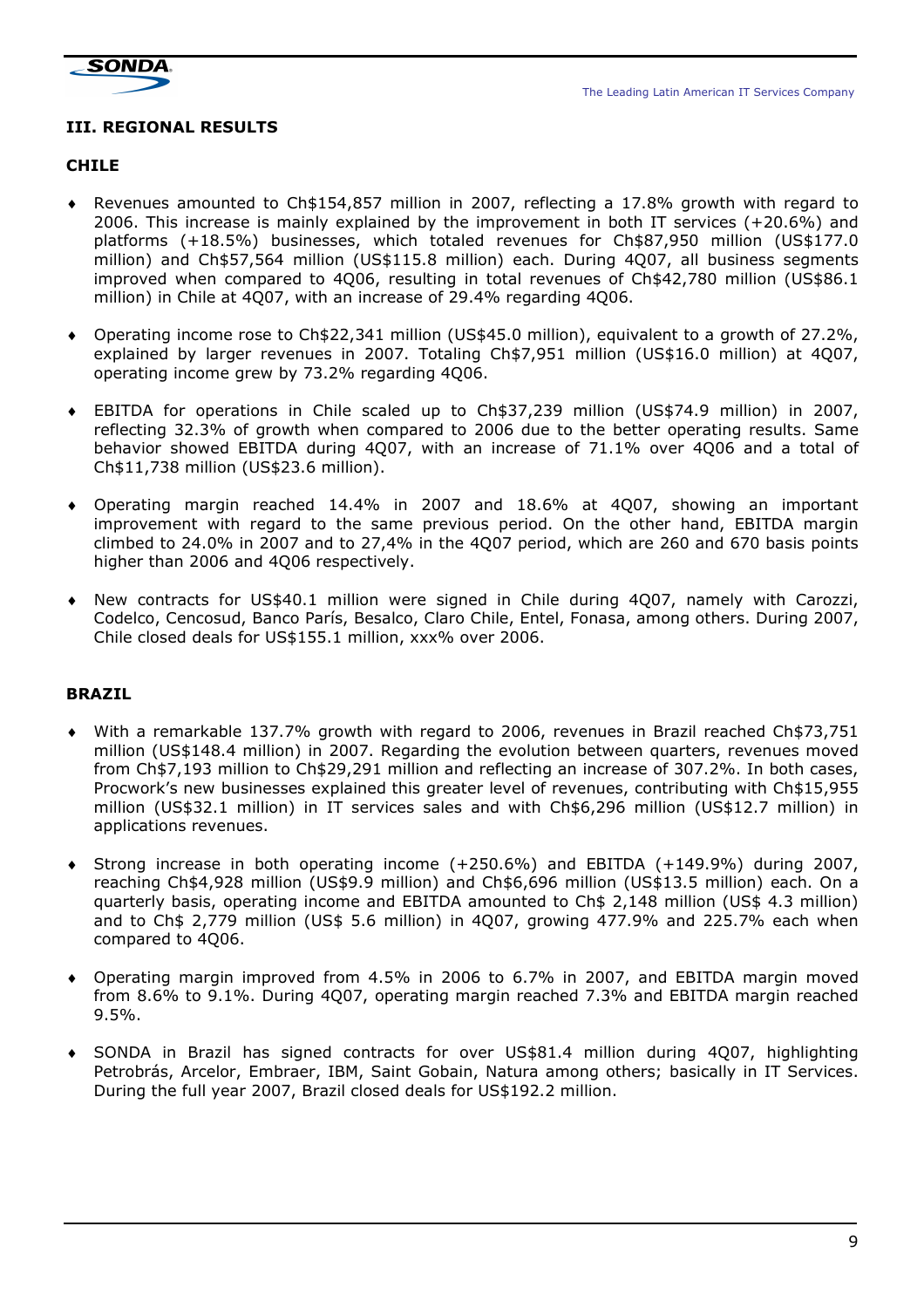## III. REGIONAL RESULTS

### CHILE

- Revenues amounted to Ch$154,857 million in 2007, reflecting a 17.8% growth with regard to 2006. This increase is mainly explained by the improvement in both IT services (+20.6%) and platforms (+18.5%) businesses, which totaled revenues for Ch$87,950 million (US$177.0 million) and Ch$57,564 million (US$115.8 million) each. During 4Q07, all business segments improved when compared to 4Q06, resulting in total revenues of Ch$42,780 million (US$86.1 million) in Chile at 4Q07, with an increase of 29.4% regarding 4Q06.

- Operating income rose to Ch$22,341 million (US$45.0 million), equivalent to a growth of 27.2%, explained by larger revenues in 2007. Totaling Ch$7,951 million (US$16.0 million) at 4Q07, operating income grew by 73.2% regarding 4Q06.

- EBITDA for operations in Chile scaled up to Ch$37,239 million (US$74.9 million) in 2007, reflecting 32.3% of growth when compared to 2006 due to the better operating results. Same behavior showed EBITDA during 4Q07, with an increase of 71.1% over 4Q06 and a total of Ch$11,738 million (US$23.6 million).

- Operating margin reached 14.4% in 2007 and 18.6% at 4Q07, showing an important improvement with regard to the same previous period. On the other hand, EBITDA margin climbed to 24.0% in 2007 and to 27,4% in the 4Q07 period, which are 260 and 670 basis points higher than 2006 and 4Q06 respectively.

- New contracts for US$40.1 million were signed in Chile during 4Q07, namely with Carozzi, Codelco, Cencosud, Banco París, Besalco, Claro Chile, Entel, Fonasa, among others. During 2007, Chile closed deals for US$155.1 million, xxx% over 2006.

### BRAZIL

- With a remarkable 137.7% growth with regard to 2006, revenues in Brazil reached Ch$73,751 million (US$148.4 million) in 2007. Regarding the evolution between quarters, revenues moved from Ch$7,193 million to Ch$29,291 million and reflecting an increase of 307.2%. In both cases, Procwork's new businesses explained this greater level of revenues, contributing with Ch$15,955 million (US$32.1 million) in IT services sales and with Ch$6,296 million (US$12.7 million) in applications revenues.

- Strong increase in both operating income (+250.6%) and EBITDA (+149.9%) during 2007, reaching Ch$4,928 million (US$9.9 million) and Ch$6,696 million (US$13.5 million) each. On a quarterly basis, operating income and EBITDA amounted to Ch$ 2,148 million (US$ 4.3 million) and to Ch$ 2,779 million (US$ 5.6 million) in 4Q07, growing 477.9% and 225.7% each when compared to 4Q06.

- Operating margin improved from 4.5% in 2006 to 6.7% in 2007, and EBITDA margin moved from 8.6% to 9.1%. During 4Q07, operating margin reached 7.3% and EBITDA margin reached 9.5%.

- SONDA in Brazil has signed contracts for over US$81.4 million during 4Q07, highlighting Petrobrás, Arcelor, Embraer, IBM, Saint Gobain, Natura among others; basically in IT Services. During the full year 2007, Brazil closed deals for US$192.2 million.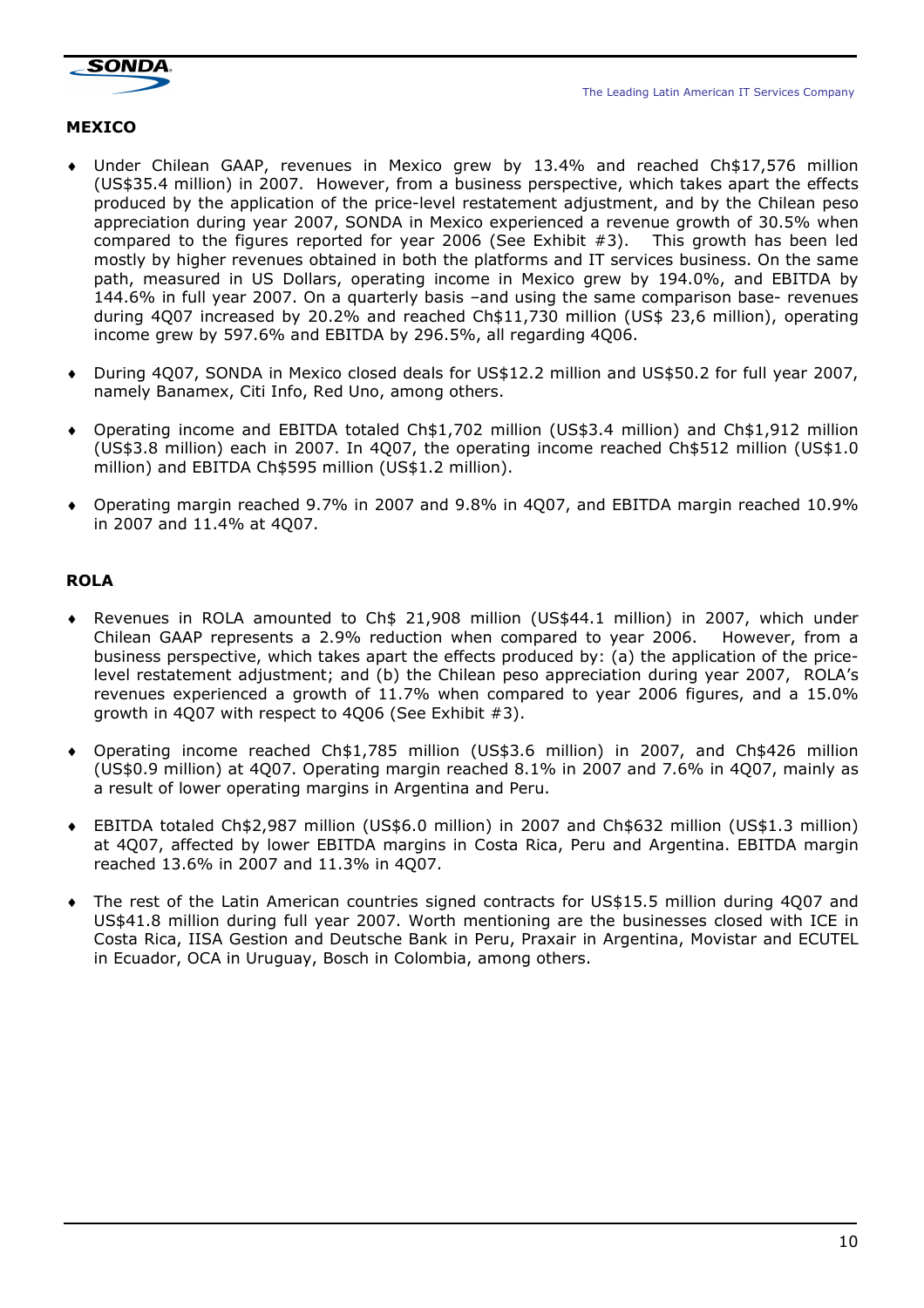## MEXICO

- Under Chilean GAAP, revenues in Mexico grew by 13.4% and reached Ch$17,576 million (US$35.4 million) in 2007. However, from a business perspective, which takes apart the effects produced by the application of the price-level restatement adjustment, and by the Chilean peso appreciation during year 2007, SONDA in Mexico experienced a revenue growth of 30.5% when compared to the figures reported for year 2006 (See Exhibit #3). This growth has been led mostly by higher revenues obtained in both the platforms and IT services business. On the same path, measured in US Dollars, operating income in Mexico grew by 194.0%, and EBITDA by 144.6% in full year 2007. On a quarterly basis –and using the same comparison base- revenues during 4Q07 increased by 20.2% and reached Ch$11,730 million (US$ 23,6 million), operating income grew by 597.6% and EBITDA by 296.5%, all regarding 4Q06.

- During 4Q07, SONDA in Mexico closed deals for US$12.2 million and US$50.2 for full year 2007, namely Banamex, Citi Info, Red Uno, among others.

- Operating income and EBITDA totaled Ch$1,702 million (US$3.4 million) and Ch$1,912 million (US$3.8 million) each in 2007. In 4Q07, the operating income reached Ch$512 million (US$1.0 million) and EBITDA Ch$595 million (US$1.2 million).

- Operating margin reached 9.7% in 2007 and 9.8% in 4Q07, and EBITDA margin reached 10.9% in 2007 and 11.4% at 4Q07.

## ROLA

- Revenues in ROLA amounted to Ch$ 21,908 million (US$44.1 million) in 2007, which under Chilean GAAP represents a 2.9% reduction when compared to year 2006. However, from a business perspective, which takes apart the effects produced by: (a) the application of the price-level restatement adjustment; and (b) the Chilean peso appreciation during year 2007, ROLA's revenues experienced a growth of 11.7% when compared to year 2006 figures, and a 15.0% growth in 4Q07 with respect to 4Q06 (See Exhibit #3).

- Operating income reached Ch$1,785 million (US$3.6 million) in 2007, and Ch$426 million (US$0.9 million) at 4Q07. Operating margin reached 8.1% in 2007 and 7.6% in 4Q07, mainly as a result of lower operating margins in Argentina and Peru.

- EBITDA totaled Ch$2,987 million (US$6.0 million) in 2007 and Ch$632 million (US$1.3 million) at 4Q07, affected by lower EBITDA margins in Costa Rica, Peru and Argentina. EBITDA margin reached 13.6% in 2007 and 11.3% in 4Q07.

- The rest of the Latin American countries signed contracts for US$15.5 million during 4Q07 and US$41.8 million during full year 2007. Worth mentioning are the businesses closed with ICE in Costa Rica, IISA Gestion and Deutsche Bank in Peru, Praxair in Argentina, Movistar and ECUTEL in Ecuador, OCA in Uruguay, Bosch in Colombia, among others.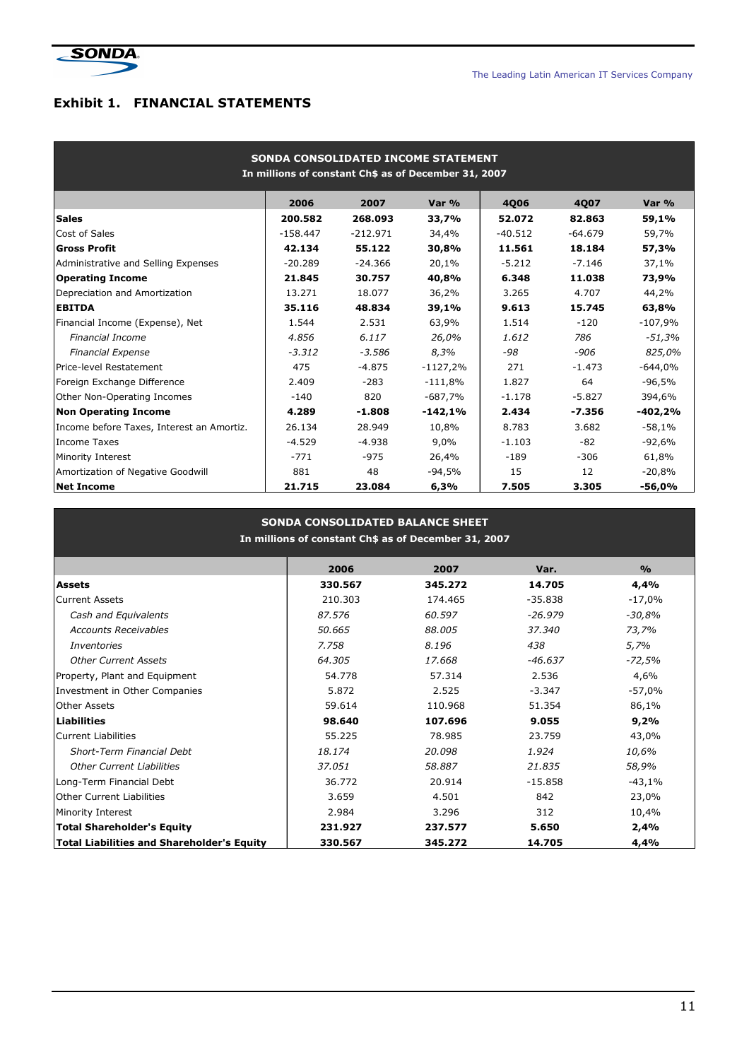## Exhibit 1. FINANCIAL STATEMENTS

**SONDA CONSOLIDATED INCOME STATEMENT**
**In millions of constant Ch$ as of December 31, 2007**

| | 2006 | 2007 | Var % | 4Q06 | 4Q07 | Var % |
|---|---|---|---|---|---|---|
| **Sales** | **200.582** | **268.093** | **33,7%** | **52.072** | **82.863** | **59,1%** |
| Cost of Sales | -158.447 | -212.971 | 34,4% | -40.512 | -64.679 | 59,7% |
| **Gross Profit** | **42.134** | **55.122** | **30,8%** | **11.561** | **18.184** | **57,3%** |
| Administrative and Selling Expenses | -20.289 | -24.366 | 20,1% | -5.212 | -7.146 | 37,1% |
| **Operating Income** | **21.845** | **30.757** | **40,8%** | **6.348** | **11.038** | **73,9%** |
| Depreciation and Amortization | 13.271 | 18.077 | 36,2% | 3.265 | 4.707 | 44,2% |
| **EBITDA** | **35.116** | **48.834** | **39,1%** | **9.613** | **15.745** | **63,8%** |
| Financial Income (Expense), Net | 1.544 | 2.531 | 63,9% | 1.514 | -120 | -107,9% |
| *Financial Income* | *4.856* | *6.117* | *26,0%* | *1.612* | *786* | *-51,3%* |
| *Financial Expense* | *-3.312* | *-3.586* | *8,3%* | *-98* | *-906* | *825,0%* |
| Price-level Restatement | 475 | -4.875 | -1127,2% | 271 | -1.473 | -644,0% |
| Foreign Exchange Difference | 2.409 | -283 | -111,8% | 1.827 | 64 | -96,5% |
| Other Non-Operating Incomes | -140 | 820 | -687,7% | -1.178 | -5.827 | 394,6% |
| **Non Operating Income** | **4.289** | **-1.808** | **-142,1%** | **2.434** | **-7.356** | **-402,2%** |
| Income before Taxes, Interest an Amortiz. | 26.134 | 28.949 | 10,8% | 8.783 | 3.682 | -58,1% |
| Income Taxes | -4.529 | -4.938 | 9,0% | -1.103 | -82 | -92,6% |
| Minority Interest | -771 | -975 | 26,4% | -189 | -306 | 61,8% |
| Amortization of Negative Goodwill | 881 | 48 | -94,5% | 15 | 12 | -20,8% |
| **Net Income** | **21.715** | **23.084** | **6,3%** | **7.505** | **3.305** | **-56,0%** |

**SONDA CONSOLIDATED BALANCE SHEET**
**In millions of constant Ch$ as of December 31, 2007**

| | 2006 | 2007 | Var. | % |
|---|---|---|---|---|
| **Assets** | **330.567** | **345.272** | **14.705** | **4,4%** |
| Current Assets | 210.303 | 174.465 | -35.838 | -17,0% |
| *Cash and Equivalents* | *87.576* | *60.597* | *-26.979* | *-30,8%* |
| *Accounts Receivables* | *50.665* | *88.005* | *37.340* | *73,7%* |
| *Inventories* | *7.758* | *8.196* | *438* | *5,7%* |
| *Other Current Assets* | *64.305* | *17.668* | *-46.637* | *-72,5%* |
| Property, Plant and Equipment | 54.778 | 57.314 | 2.536 | 4,6% |
| Investment in Other Companies | 5.872 | 2.525 | -3.347 | -57,0% |
| Other Assets | 59.614 | 110.968 | 51.354 | 86,1% |
| **Liabilities** | **98.640** | **107.696** | **9.055** | **9,2%** |
| Current Liabilities | 55.225 | 78.985 | 23.759 | 43,0% |
| *Short-Term Financial Debt* | *18.174* | *20.098* | *1.924* | *10,6%* |
| *Other Current Liabilities* | *37.051* | *58.887* | *21.835* | *58,9%* |
| Long-Term Financial Debt | 36.772 | 20.914 | -15.858 | -43,1% |
| Other Current Liabilities | 3.659 | 4.501 | 842 | 23,0% |
| Minority Interest | 2.984 | 3.296 | 312 | 10,4% |
| **Total Shareholder's Equity** | **231.927** | **237.577** | **5.650** | **2,4%** |
| **Total Liabilities and Shareholder's Equity** | **330.567** | **345.272** | **14.705** | **4,4%** |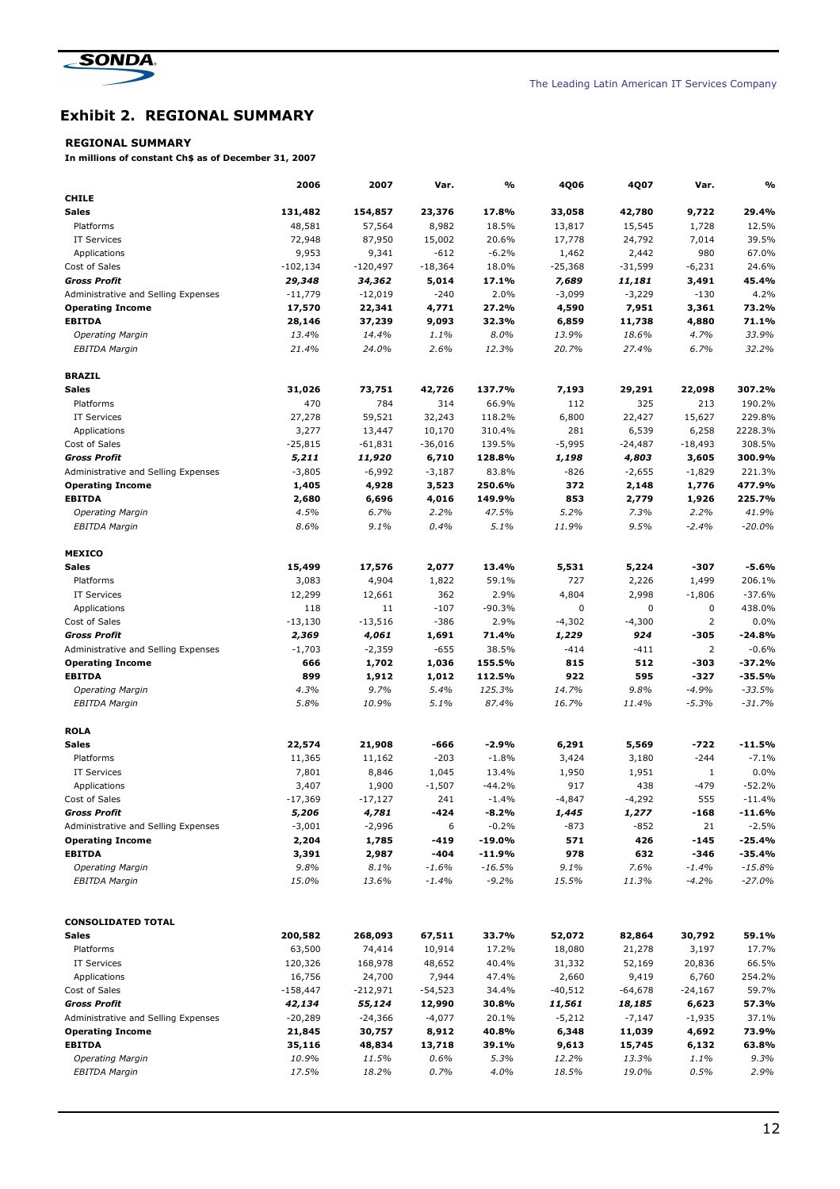# Exhibit 2. REGIONAL SUMMARY

**REGIONAL SUMMARY**

**In millions of constant Ch$ as of December 31, 2007**

| | 2006 | 2007 | Var. | % | 4Q06 | 4Q07 | Var. | % |
|---|---|---|---|---|---|---|---|---|
| **CHILE** | | | | | | | | |
| **Sales** | **131,482** | **154,857** | **23,376** | **17.8%** | **33,058** | **42,780** | **9,722** | **29.4%** |
| Platforms | 48,581 | 57,564 | 8,982 | 18.5% | 13,817 | 15,545 | 1,728 | 12.5% |
| IT Services | 72,948 | 87,950 | 15,002 | 20.6% | 17,778 | 24,792 | 7,014 | 39.5% |
| Applications | 9,953 | 9,341 | -612 | -6.2% | 1,462 | 2,442 | 980 | 67.0% |
| Cost of Sales | -102,134 | -120,497 | -18,364 | 18.0% | -25,368 | -31,599 | -6,231 | 24.6% |
| ***Gross Profit*** | ***29,348*** | ***34,362*** | ***5,014*** | ***17.1%*** | ***7,689*** | ***11,181*** | ***3,491*** | ***45.4%*** |
| Administrative and Selling Expenses | -11,779 | -12,019 | -240 | 2.0% | -3,099 | -3,229 | -130 | 4.2% |
| **Operating Income** | **17,570** | **22,341** | **4,771** | **27.2%** | **4,590** | **7,951** | **3,361** | **73.2%** |
| **EBITDA** | **28,146** | **37,239** | **9,093** | **32.3%** | **6,859** | **11,738** | **4,880** | **71.1%** |
| *Operating Margin* | *13.4%* | *14.4%* | *1.1%* | *8.0%* | *13.9%* | *18.6%* | *4.7%* | *33.9%* |
| *EBITDA Margin* | *21.4%* | *24.0%* | *2.6%* | *12.3%* | *20.7%* | *27.4%* | *6.7%* | *32.2%* |
| **BRAZIL** | | | | | | | | |
| **Sales** | **31,026** | **73,751** | **42,726** | **137.7%** | **7,193** | **29,291** | **22,098** | **307.2%** |
| Platforms | 470 | 784 | 314 | 66.9% | 112 | 325 | 213 | 190.2% |
| IT Services | 27,278 | 59,521 | 32,243 | 118.2% | 6,800 | 22,427 | 15,627 | 229.8% |
| Applications | 3,277 | 13,447 | 10,170 | 310.4% | 281 | 6,539 | 6,258 | 2228.3% |
| Cost of Sales | -25,815 | -61,831 | -36,016 | 139.5% | -5,995 | -24,487 | -18,493 | 308.5% |
| ***Gross Profit*** | ***5,211*** | ***11,920*** | ***6,710*** | ***128.8%*** | ***1,198*** | ***4,803*** | ***3,605*** | ***300.9%*** |
| Administrative and Selling Expenses | -3,805 | -6,992 | -3,187 | 83.8% | -826 | -2,655 | -1,829 | 221.3% |
| **Operating Income** | **1,405** | **4,928** | **3,523** | **250.6%** | **372** | **2,148** | **1,776** | **477.9%** |
| **EBITDA** | **2,680** | **6,696** | **4,016** | **149.9%** | **853** | **2,779** | **1,926** | **225.7%** |
| *Operating Margin* | *4.5%* | *6.7%* | *2.2%* | *47.5%* | *5.2%* | *7.3%* | *2.2%* | *41.9%* |
| *EBITDA Margin* | *8.6%* | *9.1%* | *0.4%* | *5.1%* | *11.9%* | *9.5%* | *-2.4%* | *-20.0%* |
| **MEXICO** | | | | | | | | |
| **Sales** | **15,499** | **17,576** | **2,077** | **13.4%** | **5,531** | **5,224** | **-307** | **-5.6%** |
| Platforms | 3,083 | 4,904 | 1,822 | 59.1% | 727 | 2,226 | 1,499 | 206.1% |
| IT Services | 12,299 | 12,661 | 362 | 2.9% | 4,804 | 2,998 | -1,806 | -37.6% |
| Applications | 118 | 11 | -107 | -90.3% | 0 | 0 | 0 | 438.0% |
| Cost of Sales | -13,130 | -13,516 | -386 | 2.9% | -4,302 | -4,300 | 2 | 0.0% |
| ***Gross Profit*** | ***2,369*** | ***4,061*** | ***1,691*** | ***71.4%*** | ***1,229*** | ***924*** | ***-305*** | ***-24.8%*** |
| Administrative and Selling Expenses | -1,703 | -2,359 | -655 | 38.5% | -414 | -411 | 2 | -0.6% |
| **Operating Income** | **666** | **1,702** | **1,036** | **155.5%** | **815** | **512** | **-303** | **-37.2%** |
| **EBITDA** | **899** | **1,912** | **1,012** | **112.5%** | **922** | **595** | **-327** | **-35.5%** |
| *Operating Margin* | *4.3%* | *9.7%* | *5.4%* | *125.3%* | *14.7%* | *9.8%* | *-4.9%* | *-33.5%* |
| *EBITDA Margin* | *5.8%* | *10.9%* | *5.1%* | *87.4%* | *16.7%* | *11.4%* | *-5.3%* | *-31.7%* |
| **ROLA** | | | | | | | | |
| **Sales** | **22,574** | **21,908** | **-666** | **-2.9%** | **6,291** | **5,569** | **-722** | **-11.5%** |
| Platforms | 11,365 | 11,162 | -203 | -1.8% | 3,424 | 3,180 | -244 | -7.1% |
| IT Services | 7,801 | 8,846 | 1,045 | 13.4% | 1,950 | 1,951 | 1 | 0.0% |
| Applications | 3,407 | 1,900 | -1,507 | -44.2% | 917 | 438 | -479 | -52.2% |
| Cost of Sales | -17,369 | -17,127 | 241 | -1.4% | -4,847 | -4,292 | 555 | -11.4% |
| ***Gross Profit*** | ***5,206*** | ***4,781*** | ***-424*** | ***-8.2%*** | ***1,445*** | ***1,277*** | ***-168*** | ***-11.6%*** |
| Administrative and Selling Expenses | -3,001 | -2,996 | 6 | -0.2% | -873 | -852 | 21 | -2.5% |
| **Operating Income** | **2,204** | **1,785** | **-419** | **-19.0%** | **571** | **426** | **-145** | **-25.4%** |
| **EBITDA** | **3,391** | **2,987** | **-404** | **-11.9%** | **978** | **632** | **-346** | **-35.4%** |
| *Operating Margin* | *9.8%* | *8.1%* | *-1.6%* | *-16.5%* | *9.1%* | *7.6%* | *-1.4%* | *-15.8%* |
| *EBITDA Margin* | *15.0%* | *13.6%* | *-1.4%* | *-9.2%* | *15.5%* | *11.3%* | *-4.2%* | *-27.0%* |
| **CONSOLIDATED TOTAL** | | | | | | | | |
| **Sales** | **200,582** | **268,093** | **67,511** | **33.7%** | **52,072** | **82,864** | **30,792** | **59.1%** |
| Platforms | 63,500 | 74,414 | 10,914 | 17.2% | 18,080 | 21,278 | 3,197 | 17.7% |
| IT Services | 120,326 | 168,978 | 48,652 | 40.4% | 31,332 | 52,169 | 20,836 | 66.5% |
| Applications | 16,756 | 24,700 | 7,944 | 47.4% | 2,660 | 9,419 | 6,760 | 254.2% |
| Cost of Sales | -158,447 | -212,971 | -54,523 | 34.4% | -40,512 | -64,678 | -24,167 | 59.7% |
| ***Gross Profit*** | ***42,134*** | ***55,124*** | ***12,990*** | ***30.8%*** | ***11,561*** | ***18,185*** | ***6,623*** | ***57.3%*** |
| Administrative and Selling Expenses | -20,289 | -24,366 | -4,077 | 20.1% | -5,212 | -7,147 | -1,935 | 37.1% |
| **Operating Income** | **21,845** | **30,757** | **8,912** | **40.8%** | **6,348** | **11,039** | **4,692** | **73.9%** |
| **EBITDA** | **35,116** | **48,834** | **13,718** | **39.1%** | **9,613** | **15,745** | **6,132** | **63.8%** |
| *Operating Margin* | *10.9%* | *11.5%* | *0.6%* | *5.3%* | *12.2%* | *13.3%* | *1.1%* | *9.3%* |
| *EBITDA Margin* | *17.5%* | *18.2%* | *0.7%* | *4.0%* | *18.5%* | *19.0%* | *0.5%* | *2.9%* |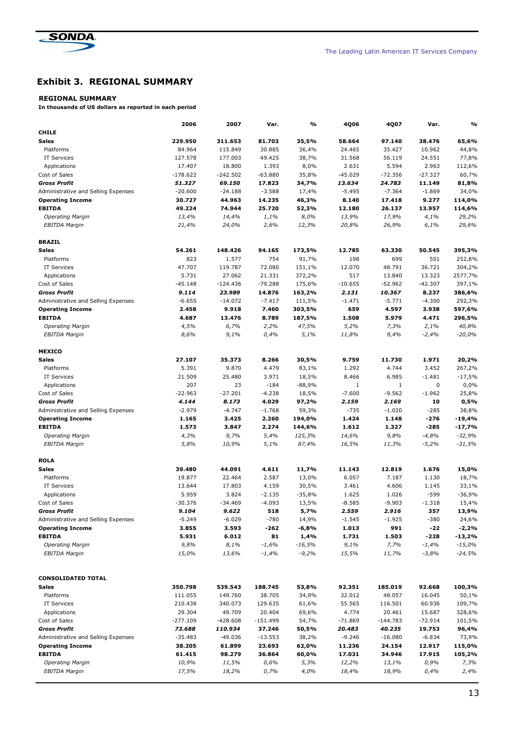## Exhibit 3. REGIONAL SUMMARY

**REGIONAL SUMMARY**
**In thousands of US dollars as reported in each period**

| | 2006 | 2007 | Var. | % | 4Q06 | 4Q07 | Var. | % |
|---|---|---|---|---|---|---|---|---|
| **CHILE** | | | | | | | | |
| **Sales** | **229.950** | **311.653** | **81.703** | **35,5%** | **58.664** | **97.140** | **38.476** | **65,6%** |
| Platforms | 84.964 | 115.849 | 30.885 | 36,4% | 24.465 | 35.427 | 10.962 | 44,8% |
| IT Services | 127.578 | 177.003 | 49.425 | 38,7% | 31.568 | 56.119 | 24.551 | 77,8% |
| Applications | 17.407 | 18.800 | 1.393 | 8,0% | 2.631 | 5.594 | 2.963 | 112,6% |
| Cost of Sales | -178.622 | -242.502 | -63.880 | 35,8% | -45.029 | -72.356 | -27.327 | 60,7% |
| ***Gross Profit*** | ***51.327*** | ***69.150*** | **17.823** | **34,7%** | ***13.634*** | ***24.783*** | **11.149** | **81,8%** |
| Administrative and Selling Expenses | -20.600 | -24.188 | -3.588 | 17,4% | -5.495 | -7.364 | -1.869 | 34,0% |
| **Operating Income** | **30.727** | **44.963** | **14.235** | **46,3%** | **8.140** | **17.418** | **9.277** | **114,0%** |
| **EBITDA** | **49.224** | **74.944** | **25.720** | **52,3%** | **12.180** | **26.137** | **13.957** | **114,6%** |
| *Operating Margin* | *13,4%* | *14,4%* | *1,1%* | *8,0%* | *13,9%* | *17,9%* | *4,1%* | *29,2%* |
| *EBITDA Margin* | *21,4%* | *24,0%* | *2,6%* | *12,3%* | *20,8%* | *26,9%* | *6,1%* | *29,6%* |
| | | | | | | | | |
| **BRAZIL** | | | | | | | | |
| **Sales** | **54.261** | **148.426** | **94.165** | **173,5%** | **12.785** | **63.330** | **50.545** | **395,3%** |
| Platforms | 823 | 1.577 | 754 | 91,7% | 198 | 699 | 501 | 252,8% |
| IT Services | 47.707 | 119.787 | 72.080 | 151,1% | 12.070 | 48.791 | 36.721 | 304,2% |
| Applications | 5.731 | 27.062 | 21.331 | 372,2% | 517 | 13.840 | 13.323 | 2577,7% |
| Cost of Sales | -45.148 | -124.436 | -79.288 | 175,6% | -10.655 | -52.962 | -42.307 | 397,1% |
| ***Gross Profit*** | ***9.114*** | ***23.989*** | **14.876** | **163,2%** | ***2.131*** | ***10.367*** | **8.237** | **386,6%** |
| Administrative and Selling Expenses | -6.655 | -14.072 | -7.417 | 111,5% | -1.471 | -5.771 | -4.300 | 292,3% |
| **Operating Income** | **2.458** | **9.918** | **7.460** | **303,5%** | **659** | **4.597** | **3.938** | **597,6%** |
| **EBITDA** | **4.687** | **13.476** | **8.789** | **187,5%** | **1.508** | **5.979** | **4.471** | **296,5%** |
| *Operating Margin* | *4,5%* | *6,7%* | *2,2%* | *47,5%* | *5,2%* | *7,3%* | *2,1%* | *40,8%* |
| *EBITDA Margin* | *8,6%* | *9,1%* | *0,4%* | *5,1%* | *11,8%* | *9,4%* | *-2,4%* | *-20,0%* |
| | | | | | | | | |
| **MEXICO** | | | | | | | | |
| **Sales** | **27.107** | **35.373** | **8.266** | **30,5%** | **9.759** | **11.730** | **1.971** | **20,2%** |
| Platforms | 5.391 | 9.870 | 4.479 | 83,1% | 1.292 | 4.744 | 3.452 | 267,2% |
| IT Services | 21.509 | 25.480 | 3.971 | 18,5% | 8.466 | 6.985 | -1.481 | -17,5% |
| Applications | 207 | 23 | -184 | -88,9% | 1 | 1 | 0 | 0,0% |
| Cost of Sales | -22.963 | -27.201 | -4.238 | 18,5% | -7.600 | -9.562 | -1.962 | 25,8% |
| ***Gross Profit*** | ***4.144*** | ***8.173*** | **4.029** | **97,2%** | ***2.159*** | ***2.169*** | **10** | **0,5%** |
| Administrative and Selling Expenses | -2.979 | -4.747 | -1.768 | 59,3% | -735 | -1.020 | -285 | 38,8% |
| **Operating Income** | **1.165** | **3.425** | **2.260** | **194,0%** | **1.424** | **1.148** | **-276** | **-19,4%** |
| **EBITDA** | **1.573** | **3.847** | **2.274** | **144,6%** | **1.612** | **1.327** | **-285** | **-17,7%** |
| *Operating Margin* | *4,3%* | *9,7%* | *5,4%* | *125,3%* | *14,6%* | *9,8%* | *-4,8%* | *-32,9%* |
| *EBITDA Margin* | *5,8%* | *10,9%* | *5,1%* | *87,4%* | *16,5%* | *11,3%* | *-5,2%* | *-31,5%* |
| | | | | | | | | |
| **ROLA** | | | | | | | | |
| **Sales** | **39.480** | **44.091** | **4.611** | **11,7%** | **11.143** | **12.819** | **1.676** | **15,0%** |
| Platforms | 19.877 | 22.464 | 2.587 | 13,0% | 6.057 | 7.187 | 1.130 | 18,7% |
| IT Services | 13.644 | 17.803 | 4.159 | 30,5% | 3.461 | 4.606 | 1.145 | 33,1% |
| Applications | 5.959 | 3.824 | -2.135 | -35,8% | 1.625 | 1.026 | -599 | -36,9% |
| Cost of Sales | -30.376 | -34.469 | -4.093 | 13,5% | -8.585 | -9.903 | -1.318 | 15,4% |
| ***Gross Profit*** | ***9.104*** | ***9.622*** | **518** | **5,7%** | ***2.559*** | ***2.916*** | **357** | **13,9%** |
| Administrative and Selling Expenses | -5.249 | -6.029 | -780 | 14,9% | -1.545 | -1.925 | -380 | 24,6% |
| **Operating Income** | **3.855** | **3.593** | **-262** | **-6,8%** | **1.013** | **991** | **-22** | **-2,2%** |
| **EBITDA** | **5.931** | **6.012** | **81** | **1,4%** | **1.731** | **1.503** | **-228** | **-13,2%** |
| *Operating Margin* | *9,8%* | *8,1%* | *-1,6%* | *-16,5%* | *9,1%* | *7,7%* | *-1,4%* | *-15,0%* |
| *EBITDA Margin* | *15,0%* | *13,6%* | *-1,4%* | *-9,2%* | *15,5%* | *11,7%* | *-3,8%* | *-24,5%* |
| | | | | | | | | |
| **CONSOLIDATED TOTAL** | | | | | | | | |
| **Sales** | **350.798** | **539.543** | **188.745** | **53,8%** | **92.351** | **185.019** | **92.668** | **100,3%** |
| Platforms | 111.055 | 149.760 | 38.705 | 34,9% | 32.012 | 48.057 | 16.045 | 50,1% |
| IT Services | 210.438 | 340.073 | 129.635 | 61,6% | 55.565 | 116.501 | 60.936 | 109,7% |
| Applications | 29.304 | 49.709 | 20.404 | 69,6% | 4.774 | 20.461 | 15.687 | 328,6% |
| Cost of Sales | -277.109 | -428.608 | -151.499 | 54,7% | -71.869 | -144.783 | -72.914 | 101,5% |
| ***Gross Profit*** | ***73.688*** | ***110.934*** | **37.246** | **50,5%** | ***20.483*** | ***40.235*** | **19.753** | **96,4%** |
| Administrative and Selling Expenses | -35.483 | -49.036 | -13.553 | 38,2% | -9.246 | -16.080 | -6.834 | 73,9% |
| **Operating Income** | **38.205** | **61.899** | **23.693** | **62,0%** | **11.236** | **24.154** | **12.917** | **115,0%** |
| **EBITDA** | **61.415** | **98.279** | **36.864** | **60,0%** | **17.031** | **34.946** | **17.915** | **105,2%** |
| *Operating Margin* | *10,9%* | *11,5%* | *0,6%* | *5,3%* | *12,2%* | *13,1%* | *0,9%* | *7,3%* |
| *EBITDA Margin* | *17,5%* | *18,2%* | *0,7%* | *4,0%* | *18,4%* | *18,9%* | *0,4%* | *2,4%* |